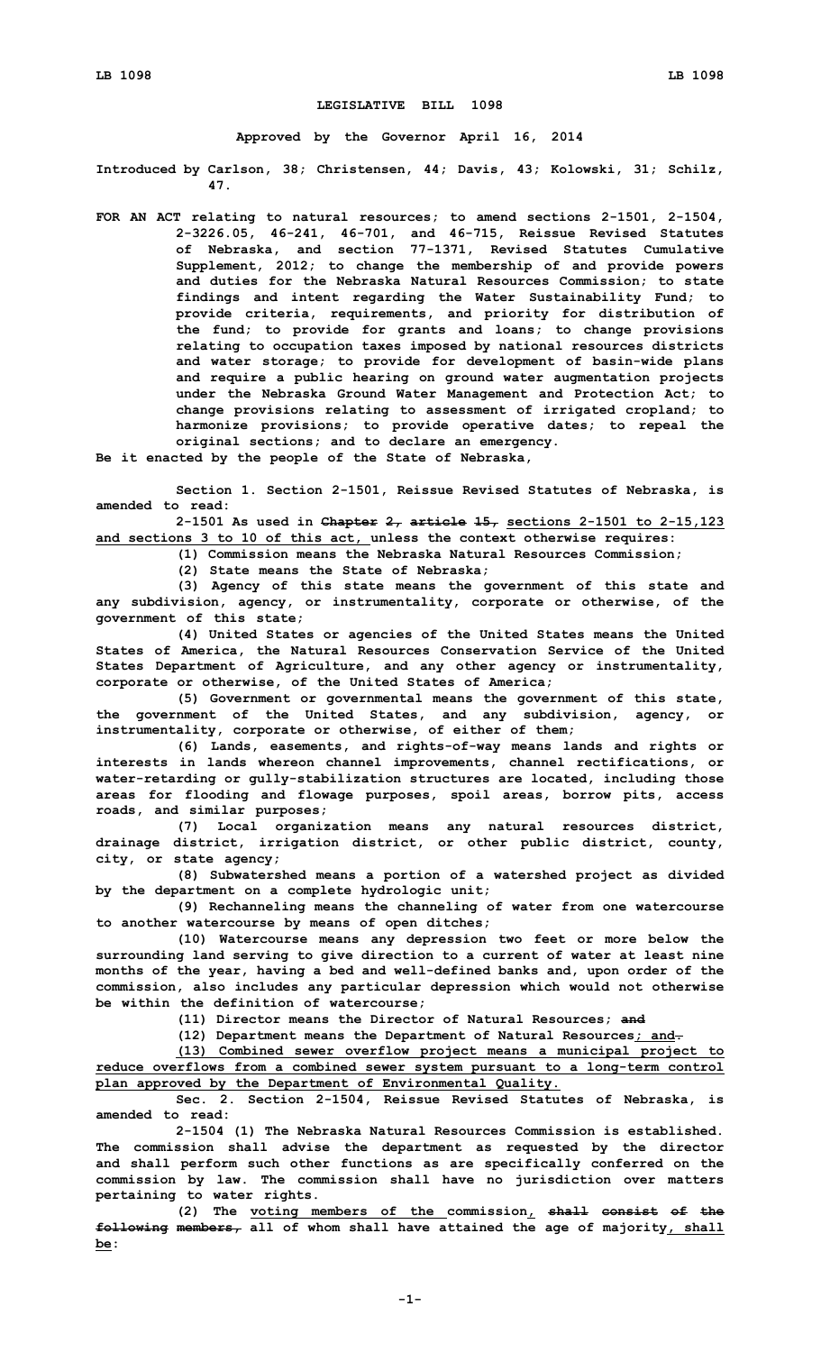**LEGISLATIVE BILL 1098**

**Approved by the Governor April 16, 2014**

**Introduced by Carlson, 38; Christensen, 44; Davis, 43; Kolowski, 31; Schilz, 47.**

**FOR AN ACT relating to natural resources; to amend sections 2-1501, 2-1504, 2-3226.05, 46-241, 46-701, and 46-715, Reissue Revised Statutes of Nebraska, and section 77-1371, Revised Statutes Cumulative Supplement, 2012; to change the membership of and provide powers and duties for the Nebraska Natural Resources Commission; to state findings and intent regarding the Water Sustainability Fund; to provide criteria, requirements, and priority for distribution of the fund; to provide for grants and loans; to change provisions relating to occupation taxes imposed by national resources districts and water storage; to provide for development of basin-wide plans and require a public hearing on ground water augmentation projects under the Nebraska Ground Water Management and Protection Act; to change provisions relating to assessment of irrigated cropland; to harmonize provisions; to provide operative dates; to repeal the original sections; and to declare an emergency.**

**Be it enacted by the people of the State of Nebraska,**

**Section 1. Section 2-1501, Reissue Revised Statutes of Nebraska, is amended to read:**

**2-1501 As used in ~~Chapter 2, article 15,~~ sections 2-1501 to 2-15,123 and sections 3 to 10 of this act, unless the context otherwise requires:**

**(1) Commission means the Nebraska Natural Resources Commission;**

**(2) State means the State of Nebraska;**

**(3) Agency of this state means the government of this state and any subdivision, agency, or instrumentality, corporate or otherwise, of the government of this state;**

**(4) United States or agencies of the United States means the United States of America, the Natural Resources Conservation Service of the United States Department of Agriculture, and any other agency or instrumentality, corporate or otherwise, of the United States of America;**

**(5) Government or governmental means the government of this state, the government of the United States, and any subdivision, agency, or instrumentality, corporate or otherwise, of either of them;**

**(6) Lands, easements, and rights-of-way means lands and rights or interests in lands whereon channel improvements, channel rectifications, or water-retarding or gully-stabilization structures are located, including those areas for flooding and flowage purposes, spoil areas, borrow pits, access roads, and similar purposes;**

**(7) Local organization means any natural resources district, drainage district, irrigation district, or other public district, county, city, or state agency;**

**(8) Subwatershed means a portion of a watershed project as divided by the department on a complete hydrologic unit;**

**(9) Rechanneling means the channeling of water from one watercourse to another watercourse by means of open ditches;**

**(10) Watercourse means any depression two feet or more below the surrounding land serving to give direction to a current of water at least nine months of the year, having a bed and well-defined banks and, upon order of the commission, also includes any particular depression which would not otherwise be within the definition of watercourse;**

**(11) Director means the Director of Natural Resources; ~~and~~**

**(12) Department means the Department of Natural Resources; and~~.~~**

**(13) Combined sewer overflow project means a municipal project to reduce overflows from a combined sewer system pursuant to a long-term control plan approved by the Department of Environmental Quality.**

**Sec. 2. Section 2-1504, Reissue Revised Statutes of Nebraska, is amended to read:**

**2-1504 (1) The Nebraska Natural Resources Commission is established. The commission shall advise the department as requested by the director and shall perform such other functions as are specifically conferred on the commission by law. The commission shall have no jurisdiction over matters pertaining to water rights.**

**(2) The voting members of the commission, ~~shall consist of the following members,~~ all of whom shall have attained the age of majority, shall be:**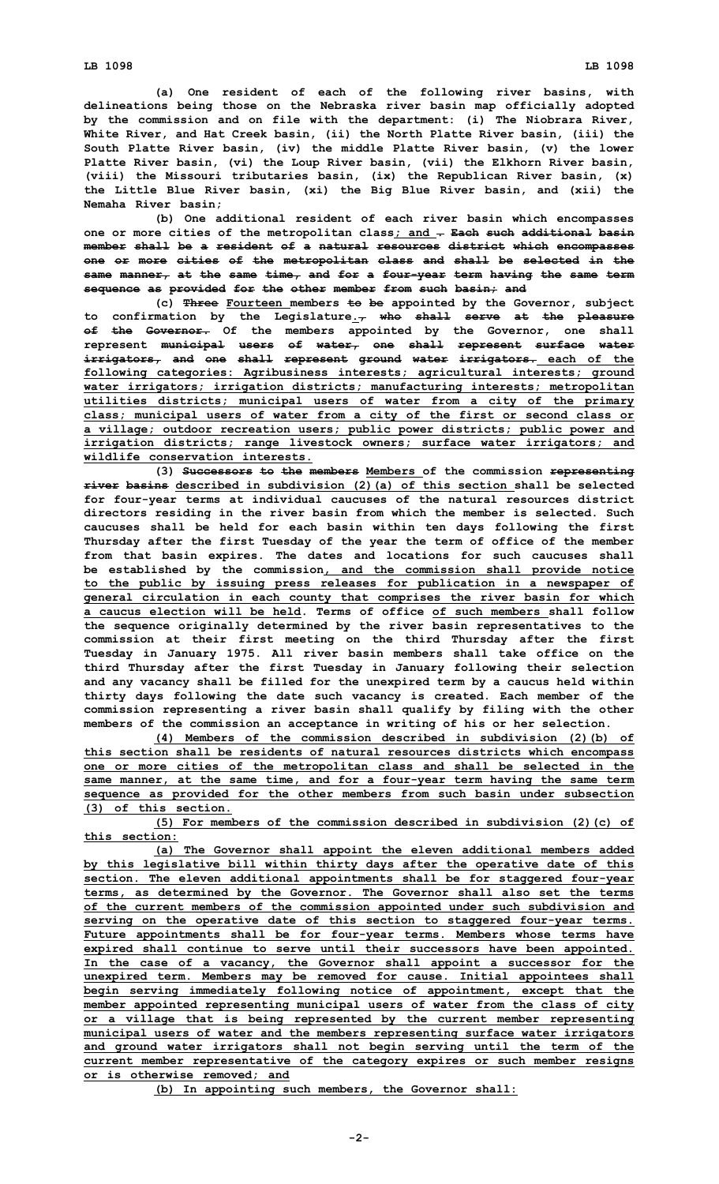(a) One resident of each of the following river basins, with delineations being those on the Nebraska river basin map officially adopted by the commission and on file with the department: (i) The Niobrara River, White River, and Hat Creek basin, (ii) the North Platte River basin, (iii) the South Platte River basin, (iv) the middle Platte River basin, (v) the lower Platte River basin, (vi) the Loup River basin, (vii) the Elkhorn River basin, (viii) the Missouri tributaries basin, (ix) the Republican River basin, (x) the Little Blue River basin, (xi) the Big Blue River basin, and (xii) the Nemaha River basin;

(b) One additional resident of each river basin which encompasses one or more cities of the metropolitan class; and ~~. Each such additional basin member shall be a resident of a natural resources district which encompasses one or more cities of the metropolitan class and shall be selected in the same manner, at the same time, and for a four-year term having the same term sequence as provided for the other member from such basin; and~~

(c) ~~Three~~ Fourteen members ~~to be~~ appointed by the Governor, subject to confirmation by the Legislature. ~~, who shall serve at the pleasure of the Governor.~~ Of the members appointed by the Governor, one shall represent ~~municipal users of water, one shall represent surface water irrigators, and one shall represent ground water irrigators.~~ each of the following categories: Agribusiness interests; agricultural interests; ground water irrigators; irrigation districts; manufacturing interests; metropolitan utilities districts; municipal users of water from a city of the primary class; municipal users of water from a city of the first or second class or a village; outdoor recreation users; public power districts; public power and irrigation districts; range livestock owners; surface water irrigators; and wildlife conservation interests.

(3) ~~Successors to the members~~ Members of the commission ~~representing river basins~~ described in subdivision (2)(a) of this section shall be selected for four-year terms at individual caucuses of the natural resources district directors residing in the river basin from which the member is selected. Such caucuses shall be held for each basin within ten days following the first Thursday after the first Tuesday of the year the term of office of the member from that basin expires. The dates and locations for such caucuses shall be established by the commission, and the commission shall provide notice to the public by issuing press releases for publication in a newspaper of general circulation in each county that comprises the river basin for which a caucus election will be held. Terms of office of such members shall follow the sequence originally determined by the river basin representatives to the commission at their first meeting on the third Thursday after the first Tuesday in January 1975. All river basin members shall take office on the third Thursday after the first Tuesday in January following their selection and any vacancy shall be filled for the unexpired term by a caucus held within thirty days following the date such vacancy is created. Each member of the commission representing a river basin shall qualify by filing with the other members of the commission an acceptance in writing of his or her selection.

(4) Members of the commission described in subdivision (2)(b) of this section shall be residents of natural resources districts which encompass one or more cities of the metropolitan class and shall be selected in the same manner, at the same time, and for a four-year term having the same term sequence as provided for the other members from such basin under subsection (3) of this section.

(5) For members of the commission described in subdivision (2)(c) of this section:

(a) The Governor shall appoint the eleven additional members added by this legislative bill within thirty days after the operative date of this section. The eleven additional appointments shall be for staggered four-year terms, as determined by the Governor. The Governor shall also set the terms of the current members of the commission appointed under such subdivision and serving on the operative date of this section to staggered four-year terms. Future appointments shall be for four-year terms. Members whose terms have expired shall continue to serve until their successors have been appointed. In the case of a vacancy, the Governor shall appoint a successor for the unexpired term. Members may be removed for cause. Initial appointees shall begin serving immediately following notice of appointment, except that the member appointed representing municipal users of water from the class of city or a village that is being represented by the current member representing municipal users of water and the members representing surface water irrigators and ground water irrigators shall not begin serving until the term of the current member representative of the category expires or such member resigns or is otherwise removed; and

(b) In appointing such members, the Governor shall: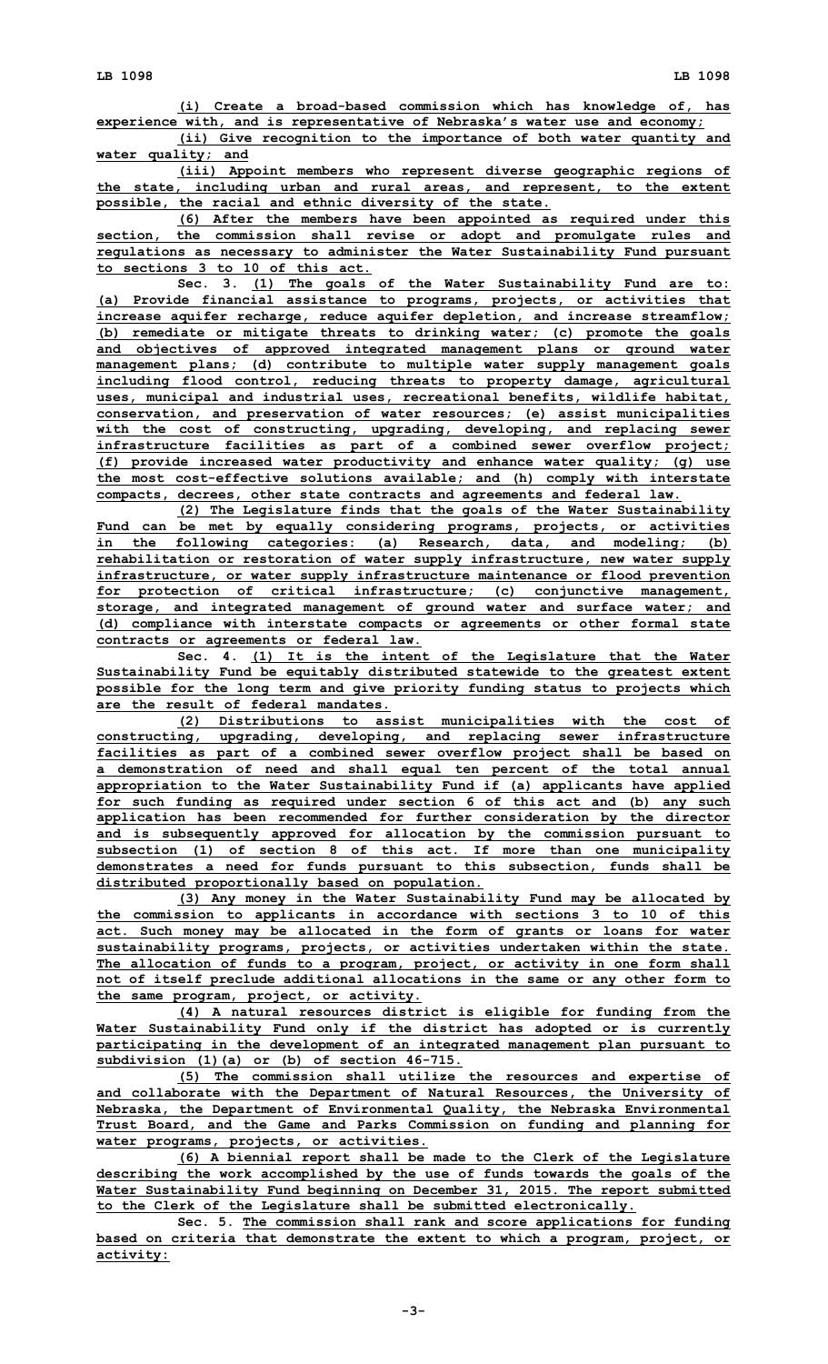(i) Create a broad-based commission which has knowledge of, has experience with, and is representative of Nebraska's water use and economy;

(ii) Give recognition to the importance of both water quantity and water quality; and

(iii) Appoint members who represent diverse geographic regions of the state, including urban and rural areas, and represent, to the extent possible, the racial and ethnic diversity of the state.

(6) After the members have been appointed as required under this section, the commission shall revise or adopt and promulgate rules and regulations as necessary to administer the Water Sustainability Fund pursuant to sections 3 to 10 of this act.

Sec. 3. (1) The goals of the Water Sustainability Fund are to: (a) Provide financial assistance to programs, projects, or activities that increase aquifer recharge, reduce aquifer depletion, and increase streamflow; (b) remediate or mitigate threats to drinking water; (c) promote the goals and objectives of approved integrated management plans or ground water management plans; (d) contribute to multiple water supply management goals including flood control, reducing threats to property damage, agricultural uses, municipal and industrial uses, recreational benefits, wildlife habitat, conservation, and preservation of water resources; (e) assist municipalities with the cost of constructing, upgrading, developing, and replacing sewer infrastructure facilities as part of a combined sewer overflow project; (f) provide increased water productivity and enhance water quality; (g) use the most cost-effective solutions available; and (h) comply with interstate compacts, decrees, other state contracts and agreements and federal law.

(2) The Legislature finds that the goals of the Water Sustainability Fund can be met by equally considering programs, projects, or activities in the following categories: (a) Research, data, and modeling; (b) rehabilitation or restoration of water supply infrastructure, new water supply infrastructure, or water supply infrastructure maintenance or flood prevention for protection of critical infrastructure; (c) conjunctive management, storage, and integrated management of ground water and surface water; and (d) compliance with interstate compacts or agreements or other formal state contracts or agreements or federal law.

Sec. 4. (1) It is the intent of the Legislature that the Water Sustainability Fund be equitably distributed statewide to the greatest extent possible for the long term and give priority funding status to projects which are the result of federal mandates.

(2) Distributions to assist municipalities with the cost of constructing, upgrading, developing, and replacing sewer infrastructure facilities as part of a combined sewer overflow project shall be based on a demonstration of need and shall equal ten percent of the total annual appropriation to the Water Sustainability Fund if (a) applicants have applied for such funding as required under section 6 of this act and (b) any such application has been recommended for further consideration by the director and is subsequently approved for allocation by the commission pursuant to subsection (1) of section 8 of this act. If more than one municipality demonstrates a need for funds pursuant to this subsection, funds shall be distributed proportionally based on population.

(3) Any money in the Water Sustainability Fund may be allocated by the commission to applicants in accordance with sections 3 to 10 of this act. Such money may be allocated in the form of grants or loans for water sustainability programs, projects, or activities undertaken within the state. The allocation of funds to a program, project, or activity in one form shall not of itself preclude additional allocations in the same or any other form to the same program, project, or activity.

(4) A natural resources district is eligible for funding from the Water Sustainability Fund only if the district has adopted or is currently participating in the development of an integrated management plan pursuant to subdivision (1)(a) or (b) of section 46-715.

(5) The commission shall utilize the resources and expertise of and collaborate with the Department of Natural Resources, the University of Nebraska, the Department of Environmental Quality, the Nebraska Environmental Trust Board, and the Game and Parks Commission on funding and planning for water programs, projects, or activities.

(6) A biennial report shall be made to the Clerk of the Legislature describing the work accomplished by the use of funds towards the goals of the Water Sustainability Fund beginning on December 31, 2015. The report submitted to the Clerk of the Legislature shall be submitted electronically.

Sec. 5. The commission shall rank and score applications for funding based on criteria that demonstrate the extent to which a program, project, or activity: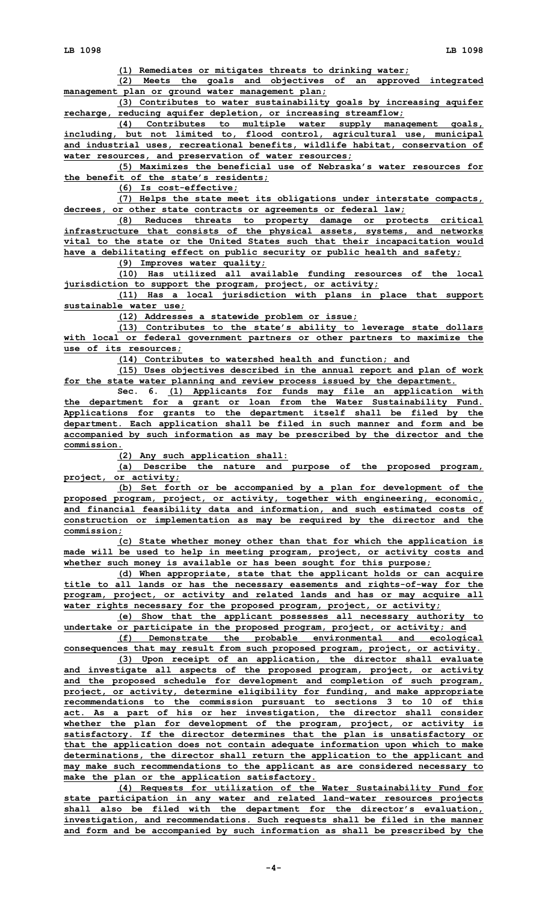(1) Remediates or mitigates threats to drinking water;

(2) Meets the goals and objectives of an approved integrated management plan or ground water management plan;

(3) Contributes to water sustainability goals by increasing aquifer recharge, reducing aquifer depletion, or increasing streamflow;

(4) Contributes to multiple water supply management goals, including, but not limited to, flood control, agricultural use, municipal and industrial uses, recreational benefits, wildlife habitat, conservation of water resources, and preservation of water resources;

(5) Maximizes the beneficial use of Nebraska's water resources for the benefit of the state's residents;

(6) Is cost-effective;

(7) Helps the state meet its obligations under interstate compacts, decrees, or other state contracts or agreements or federal law;

(8) Reduces threats to property damage or protects critical infrastructure that consists of the physical assets, systems, and networks vital to the state or the United States such that their incapacitation would have a debilitating effect on public security or public health and safety;

(9) Improves water quality;

(10) Has utilized all available funding resources of the local jurisdiction to support the program, project, or activity;

(11) Has a local jurisdiction with plans in place that support sustainable water use;

(12) Addresses a statewide problem or issue;

(13) Contributes to the state's ability to leverage state dollars with local or federal government partners or other partners to maximize the use of its resources;

(14) Contributes to watershed health and function; and

(15) Uses objectives described in the annual report and plan of work for the state water planning and review process issued by the department.

Sec. 6. (1) Applicants for funds may file an application with the department for a grant or loan from the Water Sustainability Fund. Applications for grants to the department itself shall be filed by the department. Each application shall be filed in such manner and form and be accompanied by such information as may be prescribed by the director and the commission.

(2) Any such application shall:

(a) Describe the nature and purpose of the proposed program, project, or activity;

(b) Set forth or be accompanied by a plan for development of the proposed program, project, or activity, together with engineering, economic, and financial feasibility data and information, and such estimated costs of construction or implementation as may be required by the director and the commission;

(c) State whether money other than that for which the application is made will be used to help in meeting program, project, or activity costs and whether such money is available or has been sought for this purpose;

(d) When appropriate, state that the applicant holds or can acquire title to all lands or has the necessary easements and rights-of-way for the program, project, or activity and related lands and has or may acquire all water rights necessary for the proposed program, project, or activity;

(e) Show that the applicant possesses all necessary authority to undertake or participate in the proposed program, project, or activity; and

(f) Demonstrate the probable environmental and ecological consequences that may result from such proposed program, project, or activity.

(3) Upon receipt of an application, the director shall evaluate and investigate all aspects of the proposed program, project, or activity and the proposed schedule for development and completion of such program, project, or activity, determine eligibility for funding, and make appropriate recommendations to the commission pursuant to sections 3 to 10 of this act. As a part of his or her investigation, the director shall consider whether the plan for development of the program, project, or activity is satisfactory. If the director determines that the plan is unsatisfactory or that the application does not contain adequate information upon which to make determinations, the director shall return the application to the applicant and may make such recommendations to the applicant as are considered necessary to make the plan or the application satisfactory.

(4) Requests for utilization of the Water Sustainability Fund for state participation in any water and related land-water resources projects shall also be filed with the department for the director's evaluation, investigation, and recommendations. Such requests shall be filed in the manner and form and be accompanied by such information as shall be prescribed by the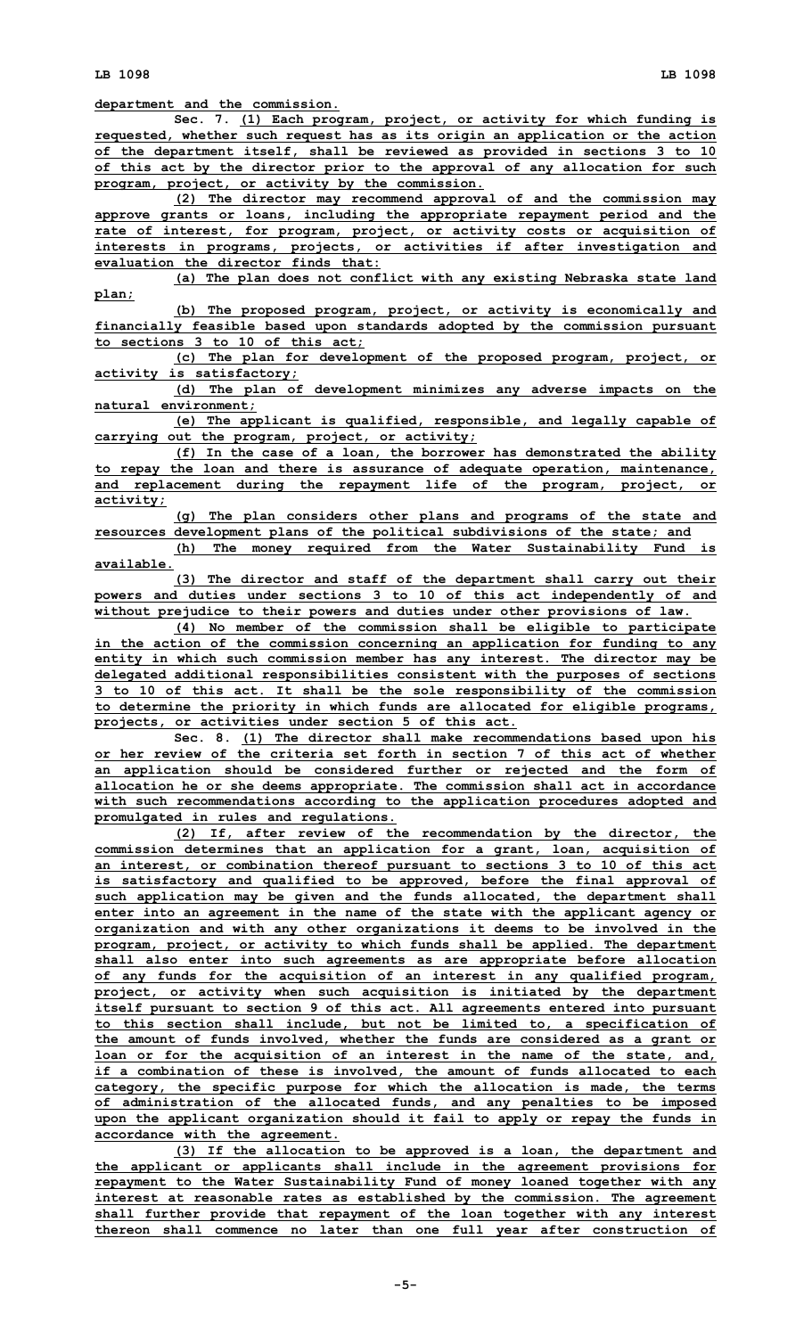department and the commission.

Sec. 7. (1) Each program, project, or activity for which funding is requested, whether such request has as its origin an application or the action of the department itself, shall be reviewed as provided in sections 3 to 10 of this act by the director prior to the approval of any allocation for such program, project, or activity by the commission.

(2) The director may recommend approval of and the commission may approve grants or loans, including the appropriate repayment period and the rate of interest, for program, project, or activity costs or acquisition of interests in programs, projects, or activities if after investigation and evaluation the director finds that:

(a) The plan does not conflict with any existing Nebraska state land plan;

(b) The proposed program, project, or activity is economically and financially feasible based upon standards adopted by the commission pursuant to sections 3 to 10 of this act;

(c) The plan for development of the proposed program, project, or activity is satisfactory;

(d) The plan of development minimizes any adverse impacts on the natural environment;

(e) The applicant is qualified, responsible, and legally capable of carrying out the program, project, or activity;

(f) In the case of a loan, the borrower has demonstrated the ability to repay the loan and there is assurance of adequate operation, maintenance, and replacement during the repayment life of the program, project, or activity;

(g) The plan considers other plans and programs of the state and resources development plans of the political subdivisions of the state; and

(h) The money required from the Water Sustainability Fund is available.

(3) The director and staff of the department shall carry out their powers and duties under sections 3 to 10 of this act independently of and without prejudice to their powers and duties under other provisions of law.

(4) No member of the commission shall be eligible to participate in the action of the commission concerning an application for funding to any entity in which such commission member has any interest. The director may be delegated additional responsibilities consistent with the purposes of sections 3 to 10 of this act. It shall be the sole responsibility of the commission to determine the priority in which funds are allocated for eligible programs, projects, or activities under section 5 of this act.

Sec. 8. (1) The director shall make recommendations based upon his or her review of the criteria set forth in section 7 of this act of whether an application should be considered further or rejected and the form of allocation he or she deems appropriate. The commission shall act in accordance with such recommendations according to the application procedures adopted and promulgated in rules and regulations.

(2) If, after review of the recommendation by the director, the commission determines that an application for a grant, loan, acquisition of an interest, or combination thereof pursuant to sections 3 to 10 of this act is satisfactory and qualified to be approved, before the final approval of such application may be given and the funds allocated, the department shall enter into an agreement in the name of the state with the applicant agency or organization and with any other organizations it deems to be involved in the program, project, or activity to which funds shall be applied. The department shall also enter into such agreements as are appropriate before allocation of any funds for the acquisition of an interest in any qualified program, project, or activity when such acquisition is initiated by the department itself pursuant to section 9 of this act. All agreements entered into pursuant to this section shall include, but not be limited to, a specification of the amount of funds involved, whether the funds are considered as a grant or loan or for the acquisition of an interest in the name of the state, and, if a combination of these is involved, the amount of funds allocated to each category, the specific purpose for which the allocation is made, the terms of administration of the allocated funds, and any penalties to be imposed upon the applicant organization should it fail to apply or repay the funds in accordance with the agreement.

(3) If the allocation to be approved is a loan, the department and the applicant or applicants shall include in the agreement provisions for repayment to the Water Sustainability Fund of money loaned together with any interest at reasonable rates as established by the commission. The agreement shall further provide that repayment of the loan together with any interest thereon shall commence no later than one full year after construction of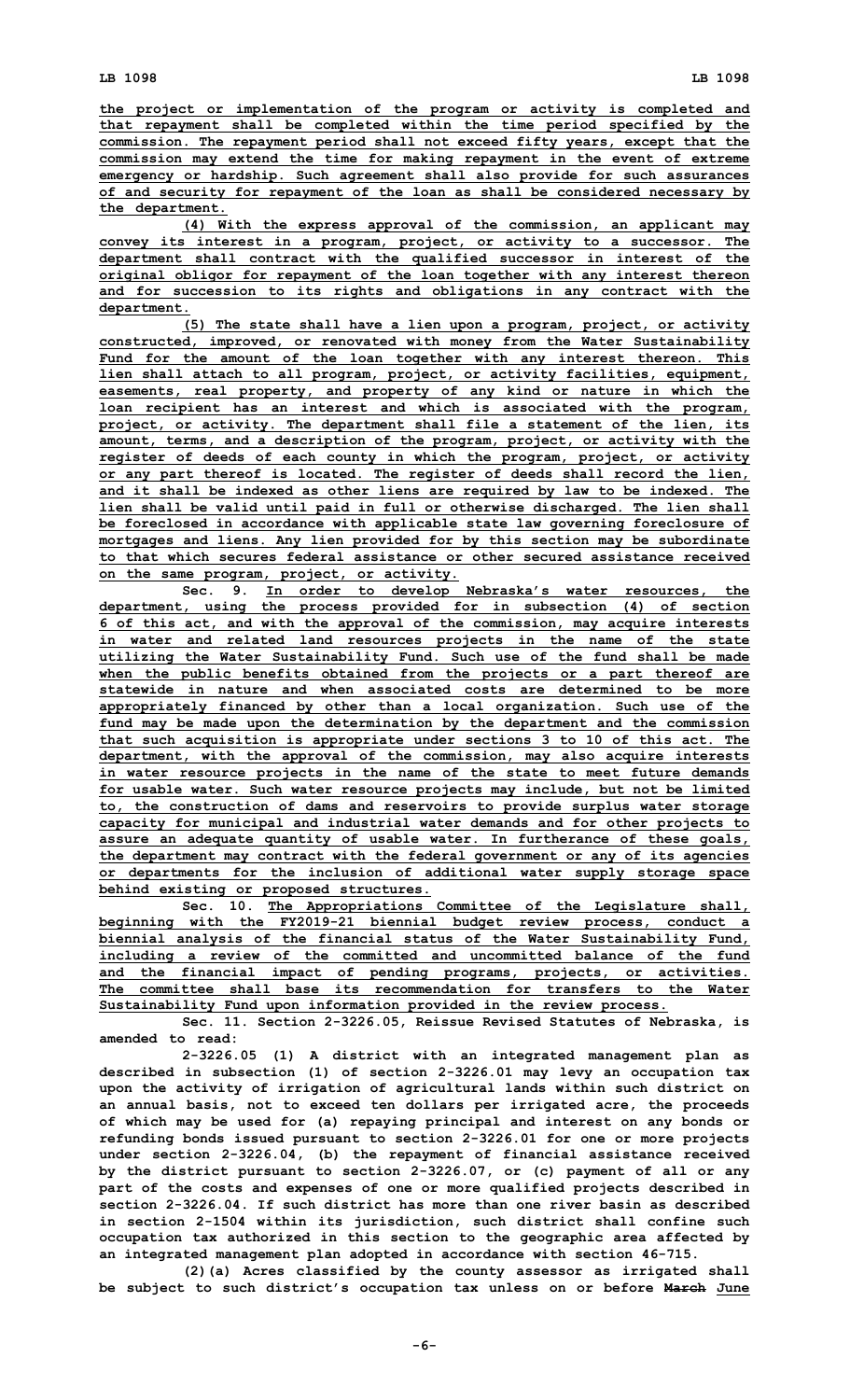the project or implementation of the program or activity is completed and that repayment shall be completed within the time period specified by the commission. The repayment period shall not exceed fifty years, except that the commission may extend the time for making repayment in the event of extreme emergency or hardship. Such agreement shall also provide for such assurances of and security for repayment of the loan as shall be considered necessary by the department.

(4) With the express approval of the commission, an applicant may convey its interest in a program, project, or activity to a successor. The department shall contract with the qualified successor in interest of the original obligor for repayment of the loan together with any interest thereon and for succession to its rights and obligations in any contract with the department.

(5) The state shall have a lien upon a program, project, or activity constructed, improved, or renovated with money from the Water Sustainability Fund for the amount of the loan together with any interest thereon. This lien shall attach to all program, project, or activity facilities, equipment, easements, real property, and property of any kind or nature in which the loan recipient has an interest and which is associated with the program, project, or activity. The department shall file a statement of the lien, its amount, terms, and a description of the program, project, or activity with the register of deeds of each county in which the program, project, or activity or any part thereof is located. The register of deeds shall record the lien, and it shall be indexed as other liens are required by law to be indexed. The lien shall be valid until paid in full or otherwise discharged. The lien shall be foreclosed in accordance with applicable state law governing foreclosure of mortgages and liens. Any lien provided for by this section may be subordinate to that which secures federal assistance or other secured assistance received on the same program, project, or activity.

Sec. 9. In order to develop Nebraska's water resources, the department, using the process provided for in subsection (4) of section 6 of this act, and with the approval of the commission, may acquire interests in water and related land resources projects in the name of the state utilizing the Water Sustainability Fund. Such use of the fund shall be made when the public benefits obtained from the projects or a part thereof are statewide in nature and when associated costs are determined to be more appropriately financed by other than a local organization. Such use of the fund may be made upon the determination by the department and the commission that such acquisition is appropriate under sections 3 to 10 of this act. The department, with the approval of the commission, may also acquire interests in water resource projects in the name of the state to meet future demands for usable water. Such water resource projects may include, but not be limited to, the construction of dams and reservoirs to provide surplus water storage capacity for municipal and industrial water demands and for other projects to assure an adequate quantity of usable water. In furtherance of these goals, the department may contract with the federal government or any of its agencies or departments for the inclusion of additional water supply storage space behind existing or proposed structures.

Sec. 10. The Appropriations Committee of the Legislature shall, beginning with the FY2019-21 biennial budget review process, conduct a biennial analysis of the financial status of the Water Sustainability Fund, including a review of the committed and uncommitted balance of the fund and the financial impact of pending programs, projects, or activities. The committee shall base its recommendation for transfers to the Water Sustainability Fund upon information provided in the review process.

Sec. 11. Section 2-3226.05, Reissue Revised Statutes of Nebraska, is amended to read:

2-3226.05 (1) A district with an integrated management plan as described in subsection (1) of section 2-3226.01 may levy an occupation tax upon the activity of irrigation of agricultural lands within such district on an annual basis, not to exceed ten dollars per irrigated acre, the proceeds of which may be used for (a) repaying principal and interest on any bonds or refunding bonds issued pursuant to section 2-3226.01 for one or more projects under section 2-3226.04, (b) the repayment of financial assistance received by the district pursuant to section 2-3226.07, or (c) payment of all or any part of the costs and expenses of one or more qualified projects described in section 2-3226.04. If such district has more than one river basin as described in section 2-1504 within its jurisdiction, such district shall confine such occupation tax authorized in this section to the geographic area affected by an integrated management plan adopted in accordance with section 46-715.

(2)(a) Acres classified by the county assessor as irrigated shall be subject to such district's occupation tax unless on or before ~~March~~ June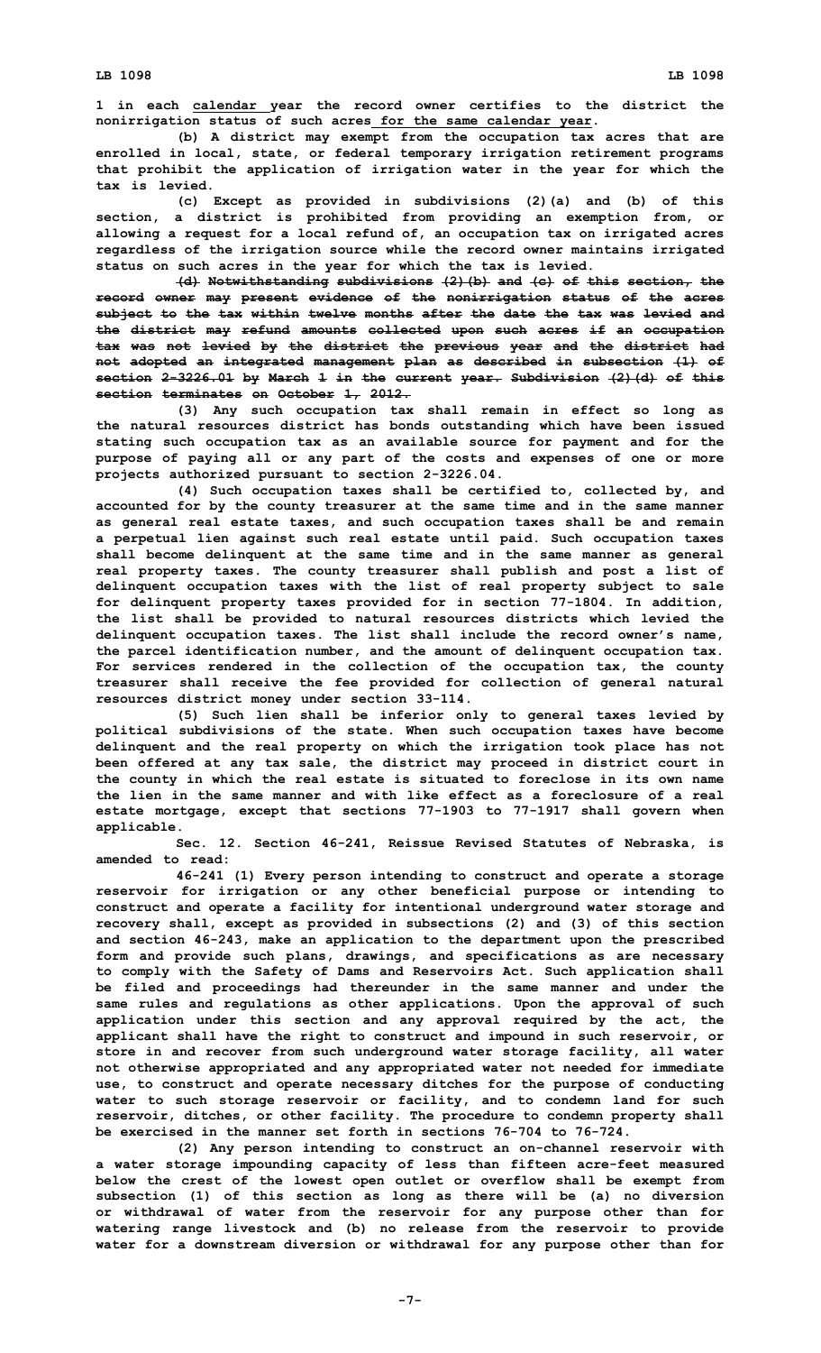1 in each calendar year the record owner certifies to the district the nonirrigation status of such acres for the same calendar year.

(b) A district may exempt from the occupation tax acres that are enrolled in local, state, or federal temporary irrigation retirement programs that prohibit the application of irrigation water in the year for which the tax is levied.

(c) Except as provided in subdivisions (2)(a) and (b) of this section, a district is prohibited from providing an exemption from, or allowing a request for a local refund of, an occupation tax on irrigated acres regardless of the irrigation source while the record owner maintains irrigated status on such acres in the year for which the tax is levied.

~~(d) Notwithstanding subdivisions (2)(b) and (c) of this section, the record owner may present evidence of the nonirrigation status of the acres subject to the tax within twelve months after the date the tax was levied and the district may refund amounts collected upon such acres if an occupation tax was not levied by the district the previous year and the district had not adopted an integrated management plan as described in subsection (1) of section 2-3226.01 by March 1 in the current year. Subdivision (2)(d) of this section terminates on October 1, 2012.~~

(3) Any such occupation tax shall remain in effect so long as the natural resources district has bonds outstanding which have been issued stating such occupation tax as an available source for payment and for the purpose of paying all or any part of the costs and expenses of one or more projects authorized pursuant to section 2-3226.04.

(4) Such occupation taxes shall be certified to, collected by, and accounted for by the county treasurer at the same time and in the same manner as general real estate taxes, and such occupation taxes shall be and remain a perpetual lien against such real estate until paid. Such occupation taxes shall become delinquent at the same time and in the same manner as general real property taxes. The county treasurer shall publish and post a list of delinquent occupation taxes with the list of real property subject to sale for delinquent property taxes provided for in section 77-1804. In addition, the list shall be provided to natural resources districts which levied the delinquent occupation taxes. The list shall include the record owner's name, the parcel identification number, and the amount of delinquent occupation tax. For services rendered in the collection of the occupation tax, the county treasurer shall receive the fee provided for collection of general natural resources district money under section 33-114.

(5) Such lien shall be inferior only to general taxes levied by political subdivisions of the state. When such occupation taxes have become delinquent and the real property on which the irrigation took place has not been offered at any tax sale, the district may proceed in district court in the county in which the real estate is situated to foreclose in its own name the lien in the same manner and with like effect as a foreclosure of a real estate mortgage, except that sections 77-1903 to 77-1917 shall govern when applicable.

Sec. 12. Section 46-241, Reissue Revised Statutes of Nebraska, is amended to read:

46-241 (1) Every person intending to construct and operate a storage reservoir for irrigation or any other beneficial purpose or intending to construct and operate a facility for intentional underground water storage and recovery shall, except as provided in subsections (2) and (3) of this section and section 46-243, make an application to the department upon the prescribed form and provide such plans, drawings, and specifications as are necessary to comply with the Safety of Dams and Reservoirs Act. Such application shall be filed and proceedings had thereunder in the same manner and under the same rules and regulations as other applications. Upon the approval of such application under this section and any approval required by the act, the applicant shall have the right to construct and impound in such reservoir, or store in and recover from such underground water storage facility, all water not otherwise appropriated and any appropriated water not needed for immediate use, to construct and operate necessary ditches for the purpose of conducting water to such storage reservoir or facility, and to condemn land for such reservoir, ditches, or other facility. The procedure to condemn property shall be exercised in the manner set forth in sections 76-704 to 76-724.

(2) Any person intending to construct an on-channel reservoir with a water storage impounding capacity of less than fifteen acre-feet measured below the crest of the lowest open outlet or overflow shall be exempt from subsection (1) of this section as long as there will be (a) no diversion or withdrawal of water from the reservoir for any purpose other than for watering range livestock and (b) no release from the reservoir to provide water for a downstream diversion or withdrawal for any purpose other than for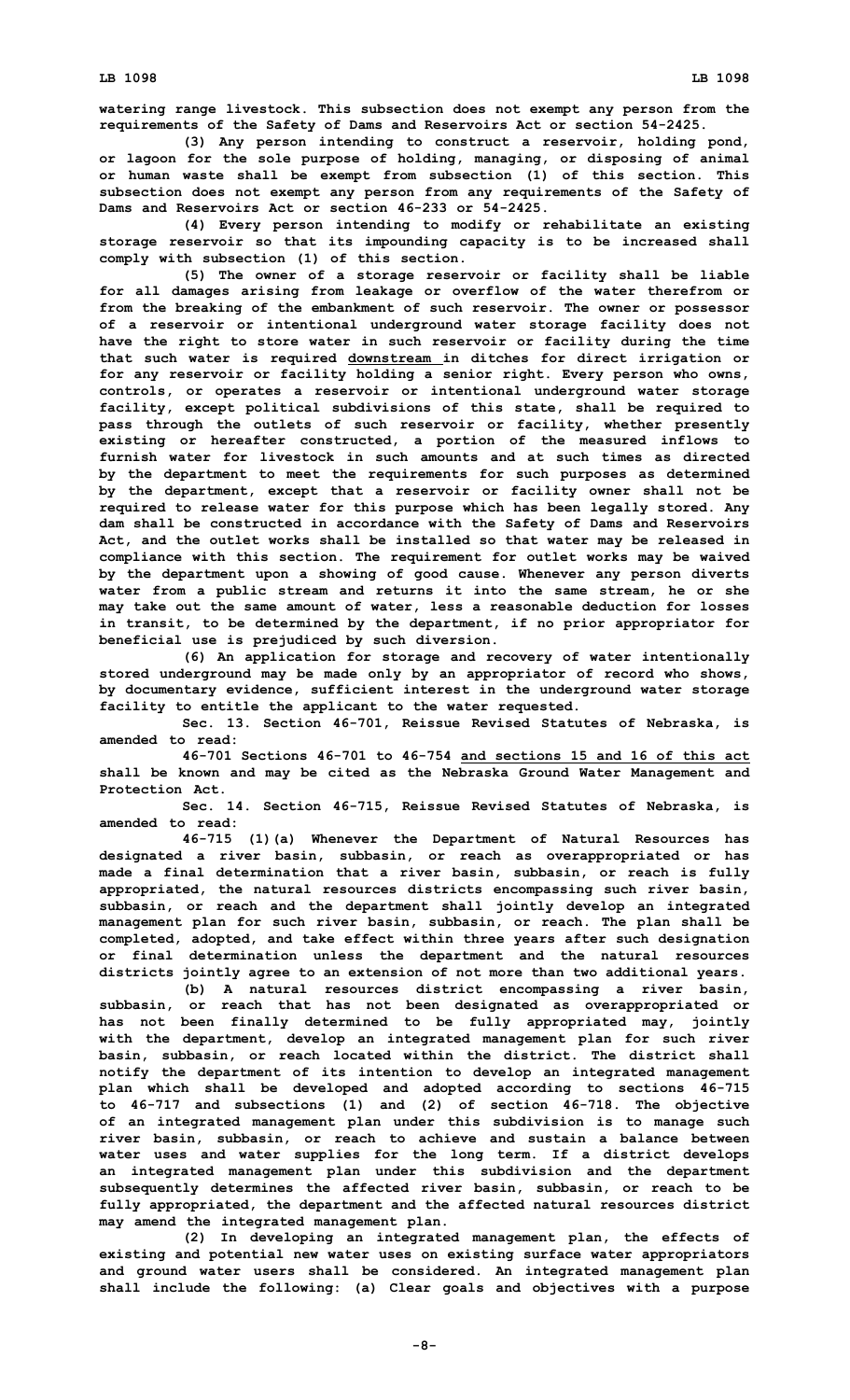**watering range livestock. This subsection does not exempt any person from the requirements of the Safety of Dams and Reservoirs Act or section 54-2425.**

**(3) Any person intending to construct a reservoir, holding pond, or lagoon for the sole purpose of holding, managing, or disposing of animal or human waste shall be exempt from subsection (1) of this section. This subsection does not exempt any person from any requirements of the Safety of Dams and Reservoirs Act or section 46-233 or 54-2425.**

**(4) Every person intending to modify or rehabilitate an existing storage reservoir so that its impounding capacity is to be increased shall comply with subsection (1) of this section.**

**(5) The owner of a storage reservoir or facility shall be liable for all damages arising from leakage or overflow of the water therefrom or from the breaking of the embankment of such reservoir. The owner or possessor of a reservoir or intentional underground water storage facility does not have the right to store water in such reservoir or facility during the time that such water is required downstream in ditches for direct irrigation or for any reservoir or facility holding a senior right. Every person who owns, controls, or operates a reservoir or intentional underground water storage facility, except political subdivisions of this state, shall be required to pass through the outlets of such reservoir or facility, whether presently existing or hereafter constructed, a portion of the measured inflows to furnish water for livestock in such amounts and at such times as directed by the department to meet the requirements for such purposes as determined by the department, except that a reservoir or facility owner shall not be required to release water for this purpose which has been legally stored. Any dam shall be constructed in accordance with the Safety of Dams and Reservoirs Act, and the outlet works shall be installed so that water may be released in compliance with this section. The requirement for outlet works may be waived by the department upon a showing of good cause. Whenever any person diverts water from a public stream and returns it into the same stream, he or she may take out the same amount of water, less a reasonable deduction for losses in transit, to be determined by the department, if no prior appropriator for beneficial use is prejudiced by such diversion.**

**(6) An application for storage and recovery of water intentionally stored underground may be made only by an appropriator of record who shows, by documentary evidence, sufficient interest in the underground water storage facility to entitle the applicant to the water requested.**

**Sec. 13. Section 46-701, Reissue Revised Statutes of Nebraska, is amended to read:**

**46-701 Sections 46-701 to 46-754 and sections 15 and 16 of this act shall be known and may be cited as the Nebraska Ground Water Management and Protection Act.**

**Sec. 14. Section 46-715, Reissue Revised Statutes of Nebraska, is amended to read:**

**46-715 (1)(a) Whenever the Department of Natural Resources has designated a river basin, subbasin, or reach as overappropriated or has made a final determination that a river basin, subbasin, or reach is fully appropriated, the natural resources districts encompassing such river basin, subbasin, or reach and the department shall jointly develop an integrated management plan for such river basin, subbasin, or reach. The plan shall be completed, adopted, and take effect within three years after such designation or final determination unless the department and the natural resources districts jointly agree to an extension of not more than two additional years.**

**(b) A natural resources district encompassing a river basin, subbasin, or reach that has not been designated as overappropriated or has not been finally determined to be fully appropriated may, jointly with the department, develop an integrated management plan for such river basin, subbasin, or reach located within the district. The district shall notify the department of its intention to develop an integrated management plan which shall be developed and adopted according to sections 46-715 to 46-717 and subsections (1) and (2) of section 46-718. The objective of an integrated management plan under this subdivision is to manage such river basin, subbasin, or reach to achieve and sustain a balance between water uses and water supplies for the long term. If a district develops an integrated management plan under this subdivision and the department subsequently determines the affected river basin, subbasin, or reach to be fully appropriated, the department and the affected natural resources district may amend the integrated management plan.**

**(2) In developing an integrated management plan, the effects of existing and potential new water uses on existing surface water appropriators and ground water users shall be considered. An integrated management plan shall include the following: (a) Clear goals and objectives with a purpose**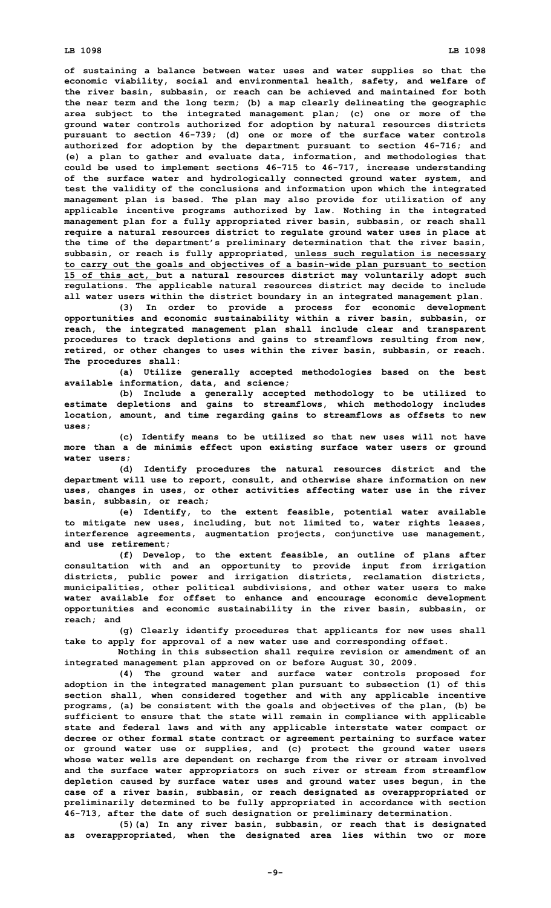of sustaining a balance between water uses and water supplies so that the economic viability, social and environmental health, safety, and welfare of the river basin, subbasin, or reach can be achieved and maintained for both the near term and the long term; (b) a map clearly delineating the geographic area subject to the integrated management plan; (c) one or more of the ground water controls authorized for adoption by natural resources districts pursuant to section 46-739; (d) one or more of the surface water controls authorized for adoption by the department pursuant to section 46-716; and (e) a plan to gather and evaluate data, information, and methodologies that could be used to implement sections 46-715 to 46-717, increase understanding of the surface water and hydrologically connected ground water system, and test the validity of the conclusions and information upon which the integrated management plan is based. The plan may also provide for utilization of any applicable incentive programs authorized by law. Nothing in the integrated management plan for a fully appropriated river basin, subbasin, or reach shall require a natural resources district to regulate ground water uses in place at the time of the department's preliminary determination that the river basin, subbasin, or reach is fully appropriated, unless such regulation is necessary to carry out the goals and objectives of a basin-wide plan pursuant to section 15 of this act, but a natural resources district may voluntarily adopt such regulations. The applicable natural resources district may decide to include all water users within the district boundary in an integrated management plan.

(3) In order to provide a process for economic development opportunities and economic sustainability within a river basin, subbasin, or reach, the integrated management plan shall include clear and transparent procedures to track depletions and gains to streamflows resulting from new, retired, or other changes to uses within the river basin, subbasin, or reach. The procedures shall:

(a) Utilize generally accepted methodologies based on the best available information, data, and science;

(b) Include a generally accepted methodology to be utilized to estimate depletions and gains to streamflows, which methodology includes location, amount, and time regarding gains to streamflows as offsets to new uses;

(c) Identify means to be utilized so that new uses will not have more than a de minimis effect upon existing surface water users or ground water users;

(d) Identify procedures the natural resources district and the department will use to report, consult, and otherwise share information on new uses, changes in uses, or other activities affecting water use in the river basin, subbasin, or reach;

(e) Identify, to the extent feasible, potential water available to mitigate new uses, including, but not limited to, water rights leases, interference agreements, augmentation projects, conjunctive use management, and use retirement;

(f) Develop, to the extent feasible, an outline of plans after consultation with and an opportunity to provide input from irrigation districts, public power and irrigation districts, reclamation districts, municipalities, other political subdivisions, and other water users to make water available for offset to enhance and encourage economic development opportunities and economic sustainability in the river basin, subbasin, or reach; and

(g) Clearly identify procedures that applicants for new uses shall take to apply for approval of a new water use and corresponding offset.

Nothing in this subsection shall require revision or amendment of an integrated management plan approved on or before August 30, 2009.

(4) The ground water and surface water controls proposed for adoption in the integrated management plan pursuant to subsection (1) of this section shall, when considered together and with any applicable incentive programs, (a) be consistent with the goals and objectives of the plan, (b) be sufficient to ensure that the state will remain in compliance with applicable state and federal laws and with any applicable interstate water compact or decree or other formal state contract or agreement pertaining to surface water or ground water use or supplies, and (c) protect the ground water users whose water wells are dependent on recharge from the river or stream involved and the surface water appropriators on such river or stream from streamflow depletion caused by surface water uses and ground water uses begun, in the case of a river basin, subbasin, or reach designated as overappropriated or preliminarily determined to be fully appropriated in accordance with section 46-713, after the date of such designation or preliminary determination.

(5)(a) In any river basin, subbasin, or reach that is designated as overappropriated, when the designated area lies within two or more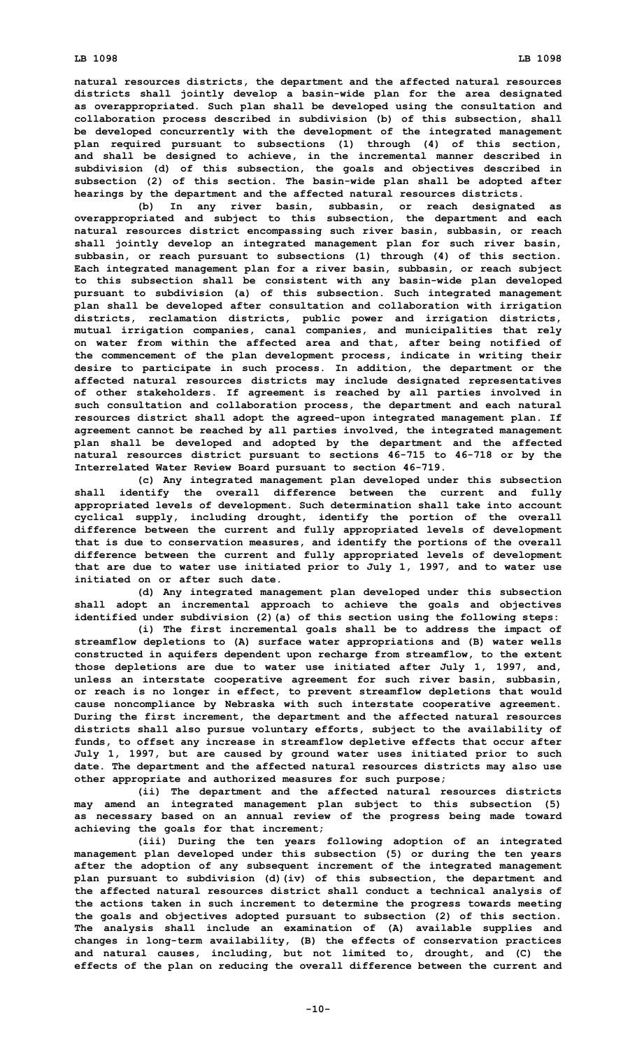natural resources districts, the department and the affected natural resources districts shall jointly develop a basin-wide plan for the area designated as overappropriated. Such plan shall be developed using the consultation and collaboration process described in subdivision (b) of this subsection, shall be developed concurrently with the development of the integrated management plan required pursuant to subsections (1) through (4) of this section, and shall be designed to achieve, in the incremental manner described in subdivision (d) of this subsection, the goals and objectives described in subsection (2) of this section. The basin-wide plan shall be adopted after hearings by the department and the affected natural resources districts.

(b) In any river basin, subbasin, or reach designated as overappropriated and subject to this subsection, the department and each natural resources district encompassing such river basin, subbasin, or reach shall jointly develop an integrated management plan for such river basin, subbasin, or reach pursuant to subsections (1) through (4) of this section. Each integrated management plan for a river basin, subbasin, or reach subject to this subsection shall be consistent with any basin-wide plan developed pursuant to subdivision (a) of this subsection. Such integrated management plan shall be developed after consultation and collaboration with irrigation districts, reclamation districts, public power and irrigation districts, mutual irrigation companies, canal companies, and municipalities that rely on water from within the affected area and that, after being notified of the commencement of the plan development process, indicate in writing their desire to participate in such process. In addition, the department or the affected natural resources districts may include designated representatives of other stakeholders. If agreement is reached by all parties involved in such consultation and collaboration process, the department and each natural resources district shall adopt the agreed-upon integrated management plan. If agreement cannot be reached by all parties involved, the integrated management plan shall be developed and adopted by the department and the affected natural resources district pursuant to sections 46-715 to 46-718 or by the Interrelated Water Review Board pursuant to section 46-719.

(c) Any integrated management plan developed under this subsection shall identify the overall difference between the current and fully appropriated levels of development. Such determination shall take into account cyclical supply, including drought, identify the portion of the overall difference between the current and fully appropriated levels of development that is due to conservation measures, and identify the portions of the overall difference between the current and fully appropriated levels of development that are due to water use initiated prior to July 1, 1997, and to water use initiated on or after such date.

(d) Any integrated management plan developed under this subsection shall adopt an incremental approach to achieve the goals and objectives identified under subdivision (2)(a) of this section using the following steps:

(i) The first incremental goals shall be to address the impact of streamflow depletions to (A) surface water appropriations and (B) water wells constructed in aquifers dependent upon recharge from streamflow, to the extent those depletions are due to water use initiated after July 1, 1997, and, unless an interstate cooperative agreement for such river basin, subbasin, or reach is no longer in effect, to prevent streamflow depletions that would cause noncompliance by Nebraska with such interstate cooperative agreement. During the first increment, the department and the affected natural resources districts shall also pursue voluntary efforts, subject to the availability of funds, to offset any increase in streamflow depletive effects that occur after July 1, 1997, but are caused by ground water uses initiated prior to such date. The department and the affected natural resources districts may also use other appropriate and authorized measures for such purpose;

(ii) The department and the affected natural resources districts may amend an integrated management plan subject to this subsection (5) as necessary based on an annual review of the progress being made toward achieving the goals for that increment;

(iii) During the ten years following adoption of an integrated management plan developed under this subsection (5) or during the ten years after the adoption of any subsequent increment of the integrated management plan pursuant to subdivision (d)(iv) of this subsection, the department and the affected natural resources district shall conduct a technical analysis of the actions taken in such increment to determine the progress towards meeting the goals and objectives adopted pursuant to subsection (2) of this section. The analysis shall include an examination of (A) available supplies and changes in long-term availability, (B) the effects of conservation practices and natural causes, including, but not limited to, drought, and (C) the effects of the plan on reducing the overall difference between the current and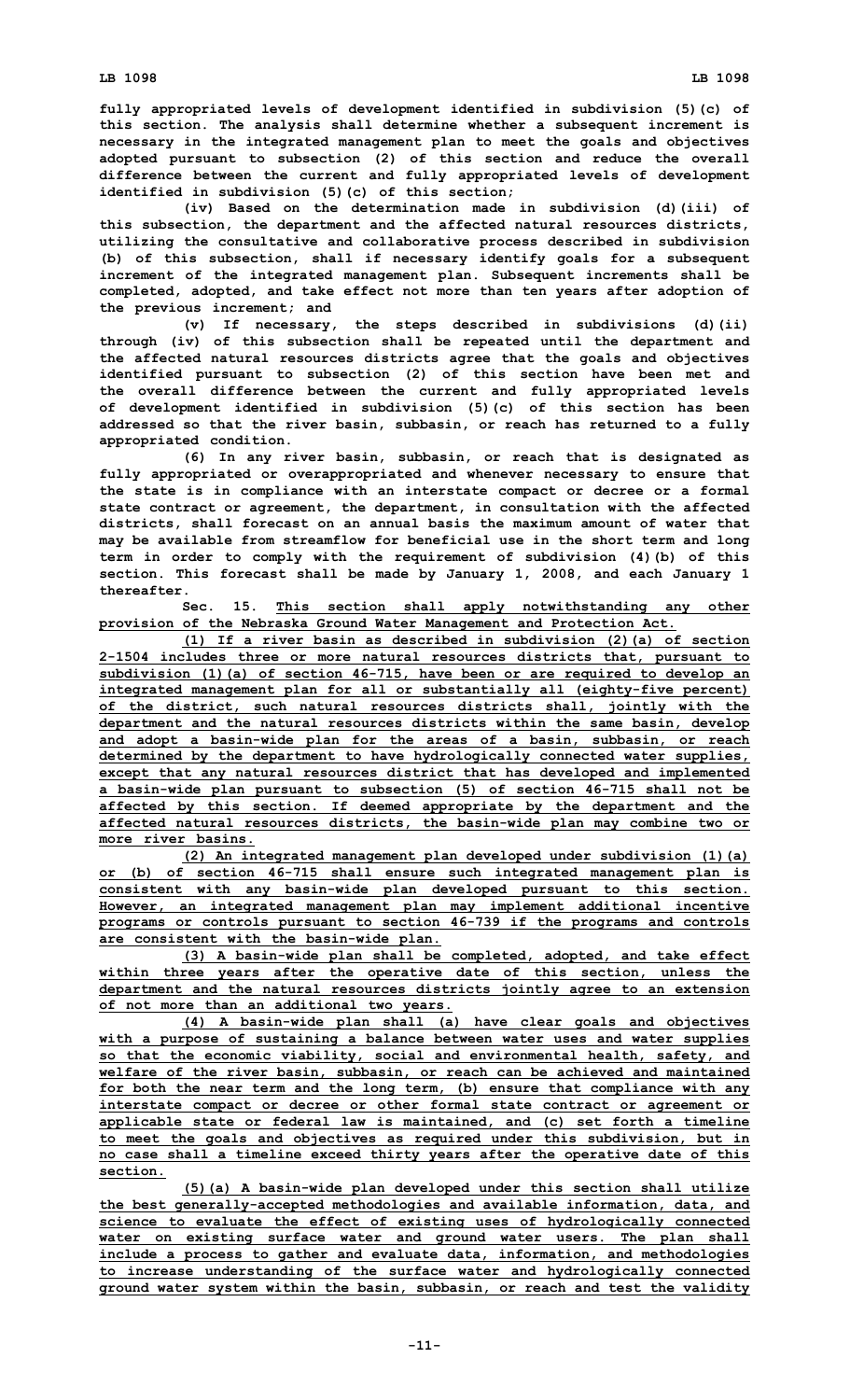**fully appropriated levels of development identified in subdivision (5)(c) of this section. The analysis shall determine whether a subsequent increment is necessary in the integrated management plan to meet the goals and objectives adopted pursuant to subsection (2) of this section and reduce the overall difference between the current and fully appropriated levels of development identified in subdivision (5)(c) of this section;**

**(iv) Based on the determination made in subdivision (d)(iii) of this subsection, the department and the affected natural resources districts, utilizing the consultative and collaborative process described in subdivision (b) of this subsection, shall if necessary identify goals for a subsequent increment of the integrated management plan. Subsequent increments shall be completed, adopted, and take effect not more than ten years after adoption of the previous increment; and**

**(v) If necessary, the steps described in subdivisions (d)(ii) through (iv) of this subsection shall be repeated until the department and the affected natural resources districts agree that the goals and objectives identified pursuant to subsection (2) of this section have been met and the overall difference between the current and fully appropriated levels of development identified in subdivision (5)(c) of this section has been addressed so that the river basin, subbasin, or reach has returned to a fully appropriated condition.**

**(6) In any river basin, subbasin, or reach that is designated as fully appropriated or overappropriated and whenever necessary to ensure that the state is in compliance with an interstate compact or decree or a formal state contract or agreement, the department, in consultation with the affected districts, shall forecast on an annual basis the maximum amount of water that may be available from streamflow for beneficial use in the short term and long term in order to comply with the requirement of subdivision (4)(b) of this section. This forecast shall be made by January 1, 2008, and each January 1 thereafter.**

**Sec. 15. This section shall apply notwithstanding any other provision of the Nebraska Ground Water Management and Protection Act.**

**(1) If a river basin as described in subdivision (2)(a) of section 2-1504 includes three or more natural resources districts that, pursuant to subdivision (1)(a) of section 46-715, have been or are required to develop an integrated management plan for all or substantially all (eighty-five percent) of the district, such natural resources districts shall, jointly with the department and the natural resources districts within the same basin, develop and adopt a basin-wide plan for the areas of a basin, subbasin, or reach determined by the department to have hydrologically connected water supplies, except that any natural resources district that has developed and implemented a basin-wide plan pursuant to subsection (5) of section 46-715 shall not be affected by this section. If deemed appropriate by the department and the affected natural resources districts, the basin-wide plan may combine two or more river basins.**

**(2) An integrated management plan developed under subdivision (1)(a) or (b) of section 46-715 shall ensure such integrated management plan is consistent with any basin-wide plan developed pursuant to this section. However, an integrated management plan may implement additional incentive programs or controls pursuant to section 46-739 if the programs and controls are consistent with the basin-wide plan.**

**(3) A basin-wide plan shall be completed, adopted, and take effect within three years after the operative date of this section, unless the department and the natural resources districts jointly agree to an extension of not more than an additional two years.**

**(4) A basin-wide plan shall (a) have clear goals and objectives with a purpose of sustaining a balance between water uses and water supplies so that the economic viability, social and environmental health, safety, and welfare of the river basin, subbasin, or reach can be achieved and maintained for both the near term and the long term, (b) ensure that compliance with any interstate compact or decree or other formal state contract or agreement or applicable state or federal law is maintained, and (c) set forth a timeline to meet the goals and objectives as required under this subdivision, but in no case shall a timeline exceed thirty years after the operative date of this section.**

**(5)(a) A basin-wide plan developed under this section shall utilize the best generally-accepted methodologies and available information, data, and science to evaluate the effect of existing uses of hydrologically connected water on existing surface water and ground water users. The plan shall include a process to gather and evaluate data, information, and methodologies to increase understanding of the surface water and hydrologically connected ground water system within the basin, subbasin, or reach and test the validity**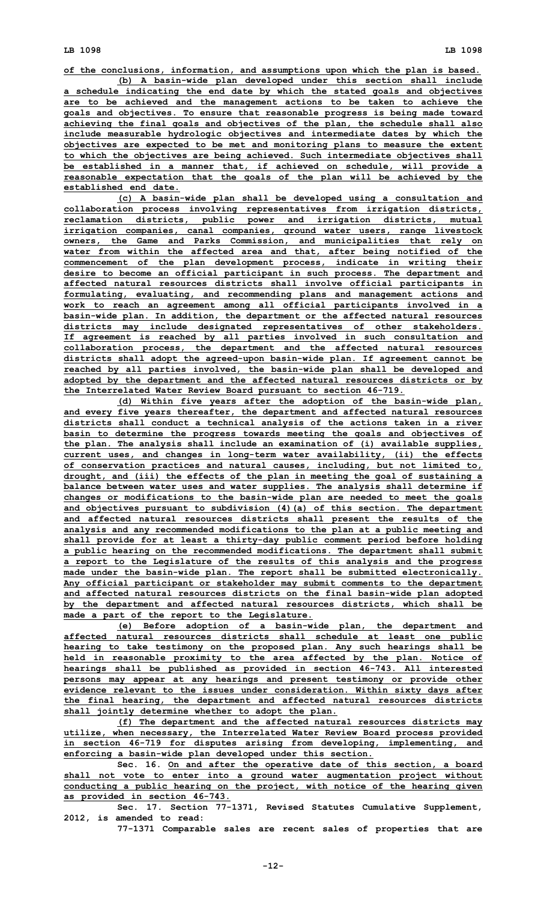of the conclusions, information, and assumptions upon which the plan is based.

(b) A basin-wide plan developed under this section shall include a schedule indicating the end date by which the stated goals and objectives are to be achieved and the management actions to be taken to achieve the goals and objectives. To ensure that reasonable progress is being made toward achieving the final goals and objectives of the plan, the schedule shall also include measurable hydrologic objectives and intermediate dates by which the objectives are expected to be met and monitoring plans to measure the extent to which the objectives are being achieved. Such intermediate objectives shall be established in a manner that, if achieved on schedule, will provide a reasonable expectation that the goals of the plan will be achieved by the established end date.

(c) A basin-wide plan shall be developed using a consultation and collaboration process involving representatives from irrigation districts, reclamation districts, public power and irrigation districts, mutual irrigation companies, canal companies, ground water users, range livestock owners, the Game and Parks Commission, and municipalities that rely on water from within the affected area and that, after being notified of the commencement of the plan development process, indicate in writing their desire to become an official participant in such process. The department and affected natural resources districts shall involve official participants in formulating, evaluating, and recommending plans and management actions and work to reach an agreement among all official participants involved in a basin-wide plan. In addition, the department or the affected natural resources districts may include designated representatives of other stakeholders. If agreement is reached by all parties involved in such consultation and collaboration process, the department and the affected natural resources districts shall adopt the agreed-upon basin-wide plan. If agreement cannot be reached by all parties involved, the basin-wide plan shall be developed and adopted by the department and the affected natural resources districts or by the Interrelated Water Review Board pursuant to section 46-719.

(d) Within five years after the adoption of the basin-wide plan, and every five years thereafter, the department and affected natural resources districts shall conduct a technical analysis of the actions taken in a river basin to determine the progress towards meeting the goals and objectives of the plan. The analysis shall include an examination of (i) available supplies, current uses, and changes in long-term water availability, (ii) the effects of conservation practices and natural causes, including, but not limited to, drought, and (iii) the effects of the plan in meeting the goal of sustaining a balance between water uses and water supplies. The analysis shall determine if changes or modifications to the basin-wide plan are needed to meet the goals and objectives pursuant to subdivision (4)(a) of this section. The department and affected natural resources districts shall present the results of the analysis and any recommended modifications to the plan at a public meeting and shall provide for at least a thirty-day public comment period before holding a public hearing on the recommended modifications. The department shall submit a report to the Legislature of the results of this analysis and the progress made under the basin-wide plan. The report shall be submitted electronically. Any official participant or stakeholder may submit comments to the department and affected natural resources districts on the final basin-wide plan adopted by the department and affected natural resources districts, which shall be made a part of the report to the Legislature.

(e) Before adoption of a basin-wide plan, the department and affected natural resources districts shall schedule at least one public hearing to take testimony on the proposed plan. Any such hearings shall be held in reasonable proximity to the area affected by the plan. Notice of hearings shall be published as provided in section 46-743. All interested persons may appear at any hearings and present testimony or provide other evidence relevant to the issues under consideration. Within sixty days after the final hearing, the department and affected natural resources districts shall jointly determine whether to adopt the plan.

(f) The department and the affected natural resources districts may utilize, when necessary, the Interrelated Water Review Board process provided in section 46-719 for disputes arising from developing, implementing, and enforcing a basin-wide plan developed under this section.

**Sec. 16.** On and after the operative date of this section, a board shall not vote to enter into a ground water augmentation project without conducting a public hearing on the project, with notice of the hearing given as provided in section 46-743.

**Sec. 17. Section 77-1371, Revised Statutes Cumulative Supplement, 2012, is amended to read:**

**77-1371 Comparable sales are recent sales of properties that are**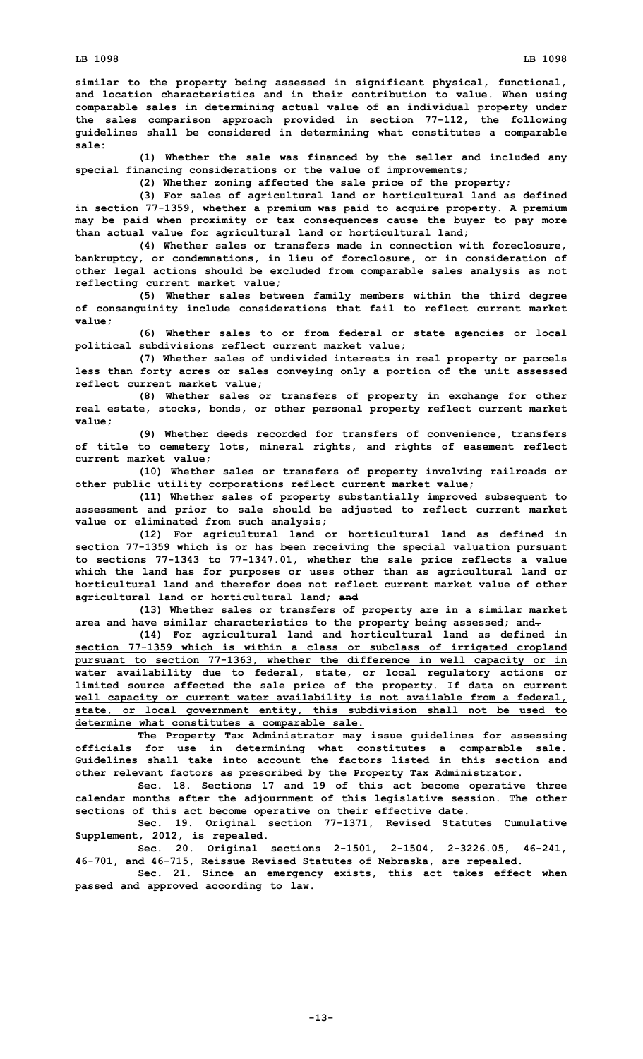similar to the property being assessed in significant physical, functional, and location characteristics and in their contribution to value. When using comparable sales in determining actual value of an individual property under the sales comparison approach provided in section 77-112, the following guidelines shall be considered in determining what constitutes a comparable sale:

(1) Whether the sale was financed by the seller and included any special financing considerations or the value of improvements;

(2) Whether zoning affected the sale price of the property;

(3) For sales of agricultural land or horticultural land as defined in section 77-1359, whether a premium was paid to acquire property. A premium may be paid when proximity or tax consequences cause the buyer to pay more than actual value for agricultural land or horticultural land;

(4) Whether sales or transfers made in connection with foreclosure, bankruptcy, or condemnations, in lieu of foreclosure, or in consideration of other legal actions should be excluded from comparable sales analysis as not reflecting current market value;

(5) Whether sales between family members within the third degree of consanguinity include considerations that fail to reflect current market value;

(6) Whether sales to or from federal or state agencies or local political subdivisions reflect current market value;

(7) Whether sales of undivided interests in real property or parcels less than forty acres or sales conveying only a portion of the unit assessed reflect current market value;

(8) Whether sales or transfers of property in exchange for other real estate, stocks, bonds, or other personal property reflect current market value;

(9) Whether deeds recorded for transfers of convenience, transfers of title to cemetery lots, mineral rights, and rights of easement reflect current market value;

(10) Whether sales or transfers of property involving railroads or other public utility corporations reflect current market value;

(11) Whether sales of property substantially improved subsequent to assessment and prior to sale should be adjusted to reflect current market value or eliminated from such analysis;

(12) For agricultural land or horticultural land as defined in section 77-1359 which is or has been receiving the special valuation pursuant to sections 77-1343 to 77-1347.01, whether the sale price reflects a value which the land has for purposes or uses other than as agricultural land or horticultural land and therefor does not reflect current market value of other agricultural land or horticultural land; ~~and~~

(13) Whether sales or transfers of property are in a similar market area and have similar characteristics to the property being assessed; and~~.~~

(14) For agricultural land and horticultural land as defined in section 77-1359 which is within a class or subclass of irrigated cropland pursuant to section 77-1363, whether the difference in well capacity or in water availability due to federal, state, or local regulatory actions or limited source affected the sale price of the property. If data on current well capacity or current water availability is not available from a federal, state, or local government entity, this subdivision shall not be used to determine what constitutes a comparable sale.

The Property Tax Administrator may issue guidelines for assessing officials for use in determining what constitutes a comparable sale. Guidelines shall take into account the factors listed in this section and other relevant factors as prescribed by the Property Tax Administrator.

Sec. 18. Sections 17 and 19 of this act become operative three calendar months after the adjournment of this legislative session. The other sections of this act become operative on their effective date.

Sec. 19. Original section 77-1371, Revised Statutes Cumulative Supplement, 2012, is repealed.

Sec. 20. Original sections 2-1501, 2-1504, 2-3226.05, 46-241, 46-701, and 46-715, Reissue Revised Statutes of Nebraska, are repealed.

Sec. 21. Since an emergency exists, this act takes effect when passed and approved according to law.